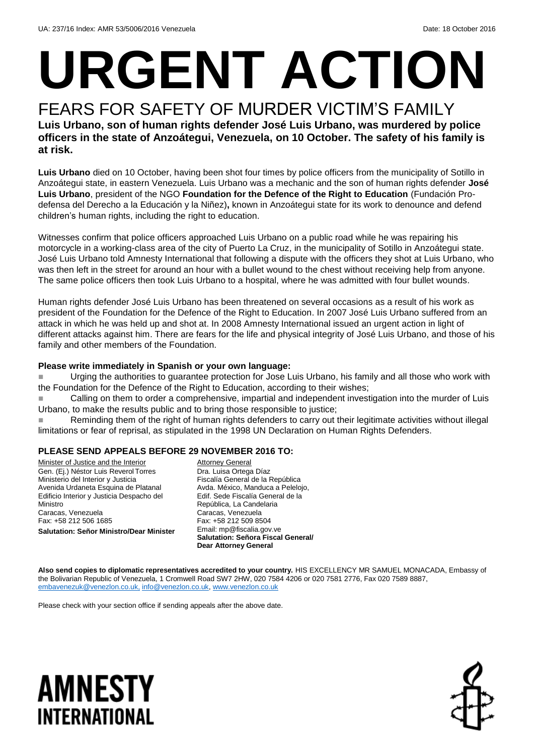UA: 237/16 Index: AMR 53/5006/2016 Venezuela Date: 18 October 2016

# URGENT ACTION

## FEARS FOR SAFETY OF MURDER VICTIM'S FAMILY

**Luis Urbano, son of human rights defender José Luis Urbano, was murdered by police officers in the state of Anzoátegui, Venezuela, on 10 October. The safety of his family is at risk.**

**Luis Urbano** died on 10 October, having been shot four times by police officers from the municipality of Sotillo in Anzoátegui state, in eastern Venezuela. Luis Urbano was a mechanic and the son of human rights defender **José Luis Urbano**, president of the NGO **Foundation for the Defence of the Right to Education** (Fundación Pro-defensa del Derecho a la Educación y la Niñez)**,** known in Anzoátegui state for its work to denounce and defend children's human rights, including the right to education.

Witnesses confirm that police officers approached Luis Urbano on a public road while he was repairing his motorcycle in a working-class area of the city of Puerto La Cruz, in the municipality of Sotillo in Anzoátegui state. José Luis Urbano told Amnesty International that following a dispute with the officers they shot at Luis Urbano, who was then left in the street for around an hour with a bullet wound to the chest without receiving help from anyone. The same police officers then took Luis Urbano to a hospital, where he was admitted with four bullet wounds.

Human rights defender José Luis Urbano has been threatened on several occasions as a result of his work as president of the Foundation for the Defence of the Right to Education. In 2007 José Luis Urbano suffered from an attack in which he was held up and shot at. In 2008 Amnesty International issued an urgent action in light of different attacks against him. There are fears for the life and physical integrity of José Luis Urbano, and those of his family and other members of the Foundation.

**Please write immediately in Spanish or your own language:**

- Urging the authorities to guarantee protection for Jose Luis Urbano, his family and all those who work with the Foundation for the Defence of the Right to Education, according to their wishes;
- Calling on them to order a comprehensive, impartial and independent investigation into the murder of Luis Urbano, to make the results public and to bring those responsible to justice;
- Reminding them of the right of human rights defenders to carry out their legitimate activities without illegal limitations or fear of reprisal, as stipulated in the 1998 UN Declaration on Human Rights Defenders.

### PLEASE SEND APPEALS BEFORE 29 NOVEMBER 2016 TO:

Minister of Justice and the Interior
Gen. (Ej.) Néstor Luis Reverol Torres
Ministerio del Interior y Justicia
Avenida Urdaneta Esquina de Platanal
Edificio Interior y Justicia Despacho del Ministro
Caracas, Venezuela
Fax: +58 212 506 1685
**Salutation: Señor Ministro/Dear Minister**

Attorney General
Dra. Luisa Ortega Díaz
Fiscalía General de la República
Avda. México, Manduca a Pelelojo,
Edif. Sede Fiscalía General de la República, La Candelaria
Caracas, Venezuela
Fax: +58 212 509 8504
Email: mp@fiscalia.gov.ve
**Salutation: Señora Fiscal General/ Dear Attorney General**

**Also send copies to diplomatic representatives accredited to your country.** HIS EXCELLENCY MR SAMUEL MONACADA, Embassy of the Bolivarian Republic of Venezuela, 1 Cromwell Road SW7 2HW, 020 7584 4206 or 020 7581 2776, Fax 020 7589 8887, embavenezuk@venezlon.co.uk, info@venezlon.co.uk, www.venezlon.co.uk

Please check with your section office if sending appeals after the above date.

AMNESTY INTERNATIONAL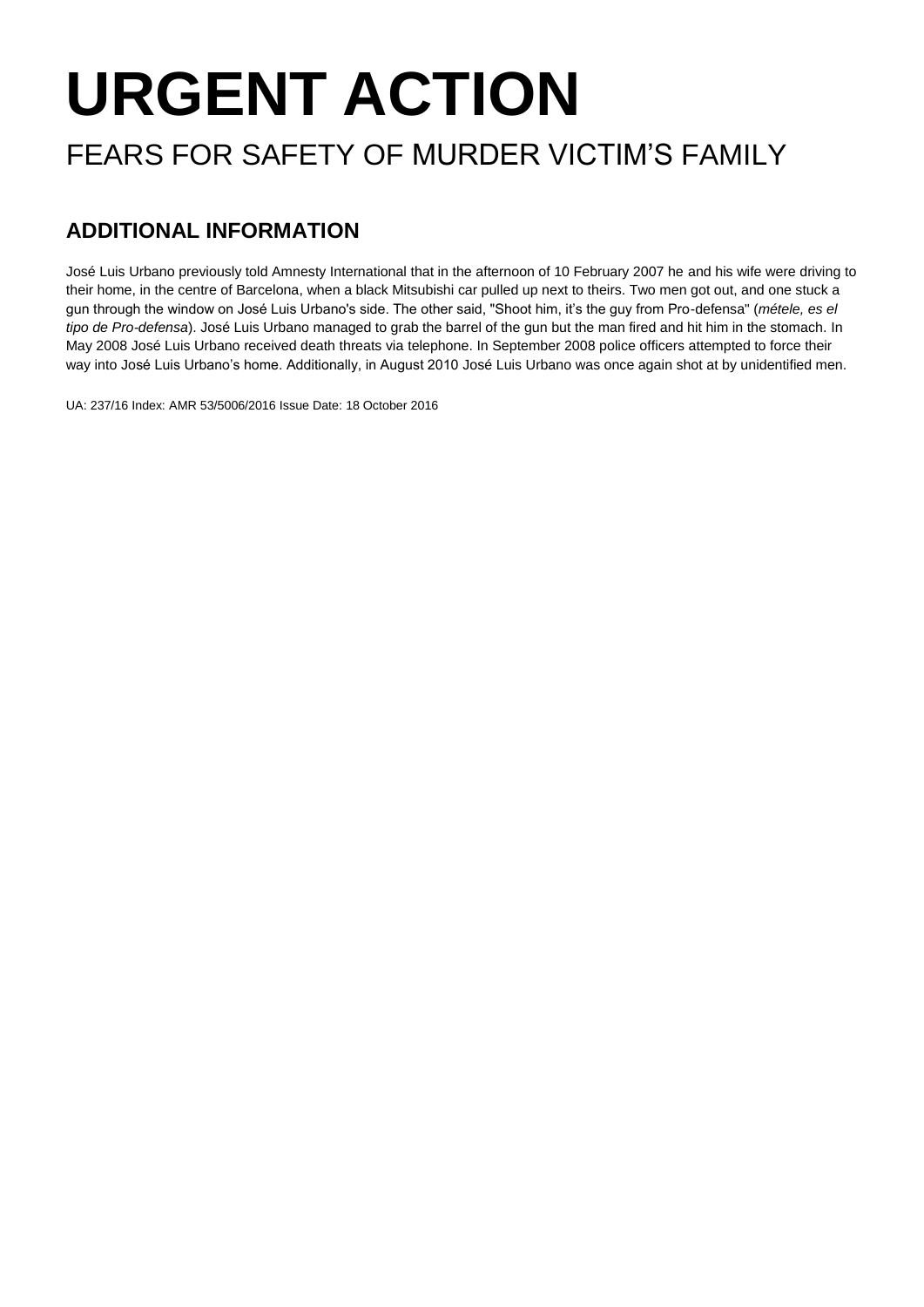# URGENT ACTION

## FEARS FOR SAFETY OF MURDER VICTIM'S FAMILY

### ADDITIONAL INFORMATION

José Luis Urbano previously told Amnesty International that in the afternoon of 10 February 2007 he and his wife were driving to their home, in the centre of Barcelona, when a black Mitsubishi car pulled up next to theirs. Two men got out, and one stuck a gun through the window on José Luis Urbano's side. The other said, "Shoot him, it's the guy from Pro-defensa" (*mételé, es el tipo de Pro-defensa*). José Luis Urbano managed to grab the barrel of the gun but the man fired and hit him in the stomach. In May 2008 José Luis Urbano received death threats via telephone. In September 2008 police officers attempted to force their way into José Luis Urbano's home. Additionally, in August 2010 José Luis Urbano was once again shot at by unidentified men.

UA: 237/16 Index: AMR 53/5006/2016 Issue Date: 18 October 2016